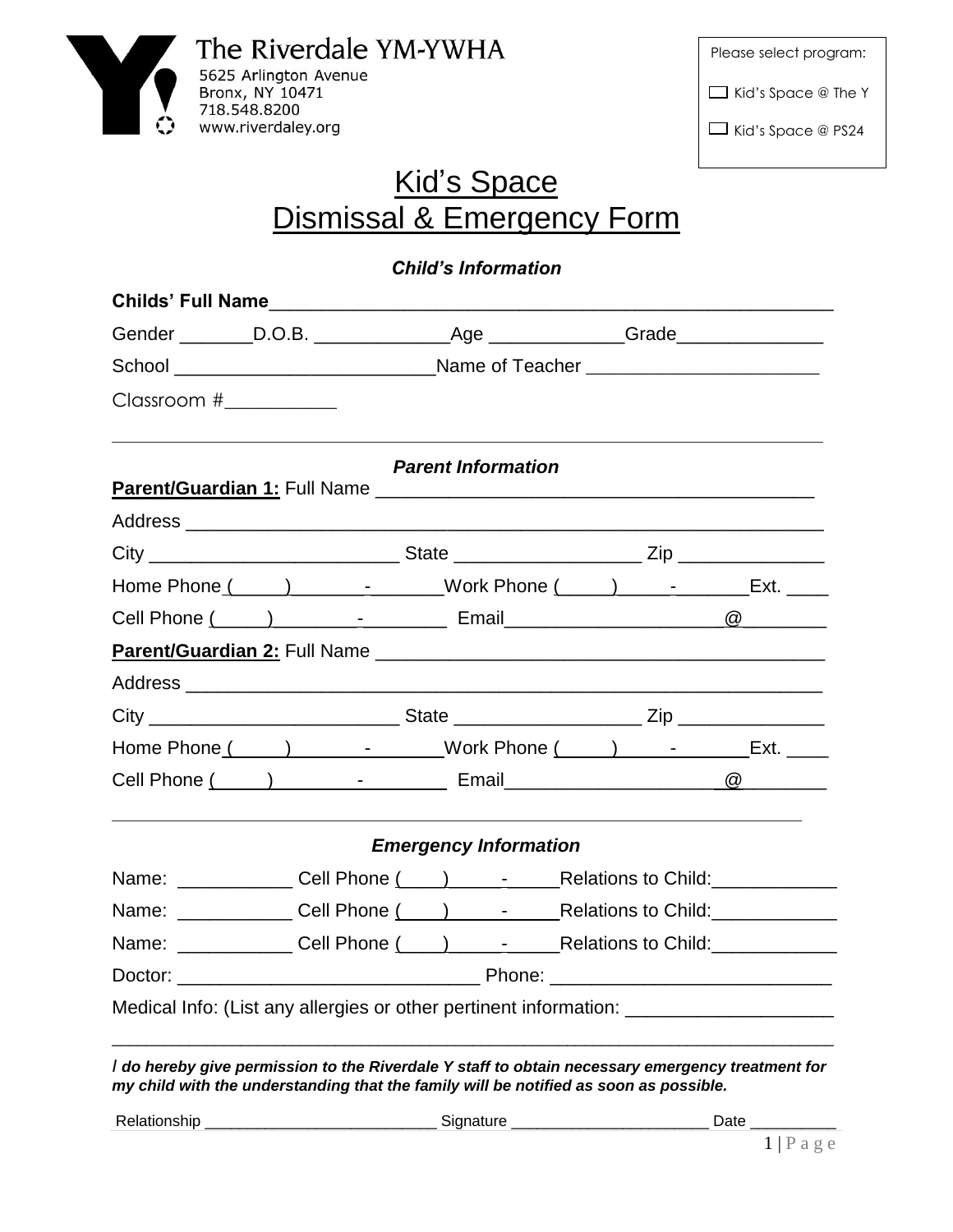The Riverdale YM-YWHA
5625 Arlington Avenue
Bronx, NY 10471
718.548.8200
www.riverdaley.org

Please select program:

☐ Kid's Space @ The Y

☐ Kid's Space @ PS24

# Kid's Space
# Dismissal & Emergency Form

### *Child's Information*

**Childs' Full Name**\_\_\_\_\_\_\_\_\_\_\_\_\_\_\_\_\_\_\_\_\_\_\_\_\_\_\_\_\_\_\_\_\_\_\_\_\_\_\_\_\_\_\_\_\_\_\_\_\_\_\_\_

Gender \_\_\_\_\_\_\_D.O.B. \_\_\_\_\_\_\_\_\_\_\_\_Age \_\_\_\_\_\_\_\_\_\_\_\_Grade\_\_\_\_\_\_\_\_\_\_\_\_\_\_

School \_\_\_\_\_\_\_\_\_\_\_\_\_\_\_\_\_\_\_\_\_\_\_\_Name of Teacher \_\_\_\_\_\_\_\_\_\_\_\_\_\_\_\_\_\_\_\_\_\_

Classroom #\_\_\_\_\_\_\_\_\_\_\_

### *Parent Information*

**Parent/Guardian 1:** Full Name \_\_\_\_\_\_\_\_\_\_\_\_\_\_\_\_\_\_\_\_\_\_\_\_\_\_\_\_\_\_\_\_\_\_\_\_\_\_\_\_\_

Address \_\_\_\_\_\_\_\_\_\_\_\_\_\_\_\_\_\_\_\_\_\_\_\_\_\_\_\_\_\_\_\_\_\_\_\_\_\_\_\_\_\_\_\_\_\_\_\_\_\_\_\_\_\_\_\_\_\_\_\_

City \_\_\_\_\_\_\_\_\_\_\_\_\_\_\_\_\_\_\_\_\_\_\_\_ State \_\_\_\_\_\_\_\_\_\_\_\_\_\_\_\_\_\_ Zip \_\_\_\_\_\_\_\_\_\_\_\_\_\_

Home Phone (\_\_\_\_\_)\_\_\_\_\_\_\_-\_\_\_\_\_\_\_Work Phone (\_\_\_\_\_)\_\_\_\_\_-\_\_\_\_\_\_\_Ext. \_\_\_\_

Cell Phone (\_\_\_\_\_)\_\_\_\_\_\_\_\_-\_\_\_\_\_\_\_\_ Email\_\_\_\_\_\_\_\_\_\_\_\_\_\_\_\_\_\_\_\_@\_\_\_\_\_\_\_\_

**Parent/Guardian 2:** Full Name \_\_\_\_\_\_\_\_\_\_\_\_\_\_\_\_\_\_\_\_\_\_\_\_\_\_\_\_\_\_\_\_\_\_\_\_\_\_\_\_\_

Address \_\_\_\_\_\_\_\_\_\_\_\_\_\_\_\_\_\_\_\_\_\_\_\_\_\_\_\_\_\_\_\_\_\_\_\_\_\_\_\_\_\_\_\_\_\_\_\_\_\_\_\_\_\_\_\_\_\_\_\_

City \_\_\_\_\_\_\_\_\_\_\_\_\_\_\_\_\_\_\_\_\_\_\_\_ State \_\_\_\_\_\_\_\_\_\_\_\_\_\_\_\_\_\_ Zip \_\_\_\_\_\_\_\_\_\_\_\_\_\_

Home Phone (\_\_\_\_\_)\_\_\_\_\_\_\_-\_\_\_\_\_\_\_Work Phone (\_\_\_\_\_)\_\_\_\_\_-\_\_\_\_\_\_\_Ext. \_\_\_\_

Cell Phone (\_\_\_\_\_)\_\_\_\_\_\_\_\_-\_\_\_\_\_\_\_\_ Email\_\_\_\_\_\_\_\_\_\_\_\_\_\_\_\_\_\_\_\_@\_\_\_\_\_\_\_\_

### *Emergency Information*

Name: \_\_\_\_\_\_\_\_\_\_\_ Cell Phone (\_\_\_\_)\_\_\_\_\_-\_\_\_\_\_Relations to Child:\_\_\_\_\_\_\_\_\_\_\_\_

Name: \_\_\_\_\_\_\_\_\_\_\_ Cell Phone (\_\_\_\_)\_\_\_\_\_-\_\_\_\_\_Relations to Child:\_\_\_\_\_\_\_\_\_\_\_\_

Name: \_\_\_\_\_\_\_\_\_\_\_ Cell Phone (\_\_\_\_)\_\_\_\_\_-\_\_\_\_\_Relations to Child:\_\_\_\_\_\_\_\_\_\_\_\_

Doctor: \_\_\_\_\_\_\_\_\_\_\_\_\_\_\_\_\_\_\_\_\_\_\_\_\_\_\_\_ Phone: \_\_\_\_\_\_\_\_\_\_\_\_\_\_\_\_\_\_\_\_\_\_\_\_\_\_

Medical Info: (List any allergies or other pertinent information: \_\_\_\_\_\_\_\_\_\_\_\_\_\_\_\_\_\_\_\_

\_\_\_\_\_\_\_\_\_\_\_\_\_\_\_\_\_\_\_\_\_\_\_\_\_\_\_\_\_\_\_\_\_\_\_\_\_\_\_\_\_\_\_\_\_\_\_\_\_\_\_\_\_\_\_\_\_\_\_\_\_\_\_\_\_\_\_\_\_\_\_

***I do hereby give permission to the Riverdale Y staff to obtain necessary emergency treatment for my child with the understanding that the family will be notified as soon as possible.***

Relationship \_\_\_\_\_\_\_\_\_\_\_\_\_\_\_\_\_\_\_\_\_\_\_\_\_\_\_ Signature \_\_\_\_\_\_\_\_\_\_\_\_\_\_\_\_\_\_\_\_\_\_\_ Date \_\_\_\_\_\_\_\_\_\_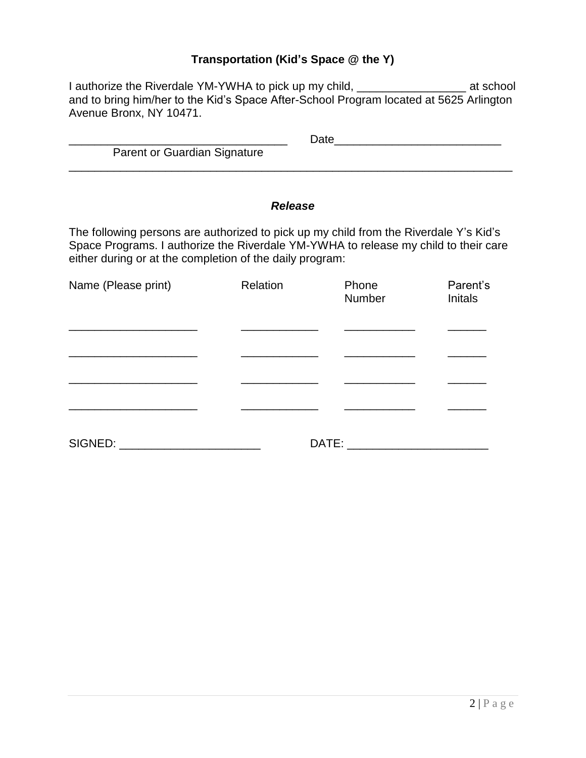**Transportation (Kid's Space @ the Y)**

I authorize the Riverdale YM-YWHA to pick up my child, _________________ at school and to bring him/her to the Kid's Space After-School Program located at 5625 Arlington Avenue Bronx, NY 10471.

__________________________________ Date__________________________

Parent or Guardian Signature

______________________________________________________________________

***Release***

The following persons are authorized to pick up my child from the Riverdale Y's Kid's Space Programs. I authorize the Riverdale YM-YWHA to release my child to their care either during or at the completion of the daily program:

| Name (Please print) | Relation | Phone Number | Parent's Initals |
|---|---|---|---|
| ____________________ | ____________ | ___________ | ______ |
| ____________________ | ____________ | ___________ | ______ |
| ____________________ | ____________ | ___________ | ______ |
| ____________________ | ____________ | ___________ | ______ |

SIGNED: ______________________ DATE: ______________________